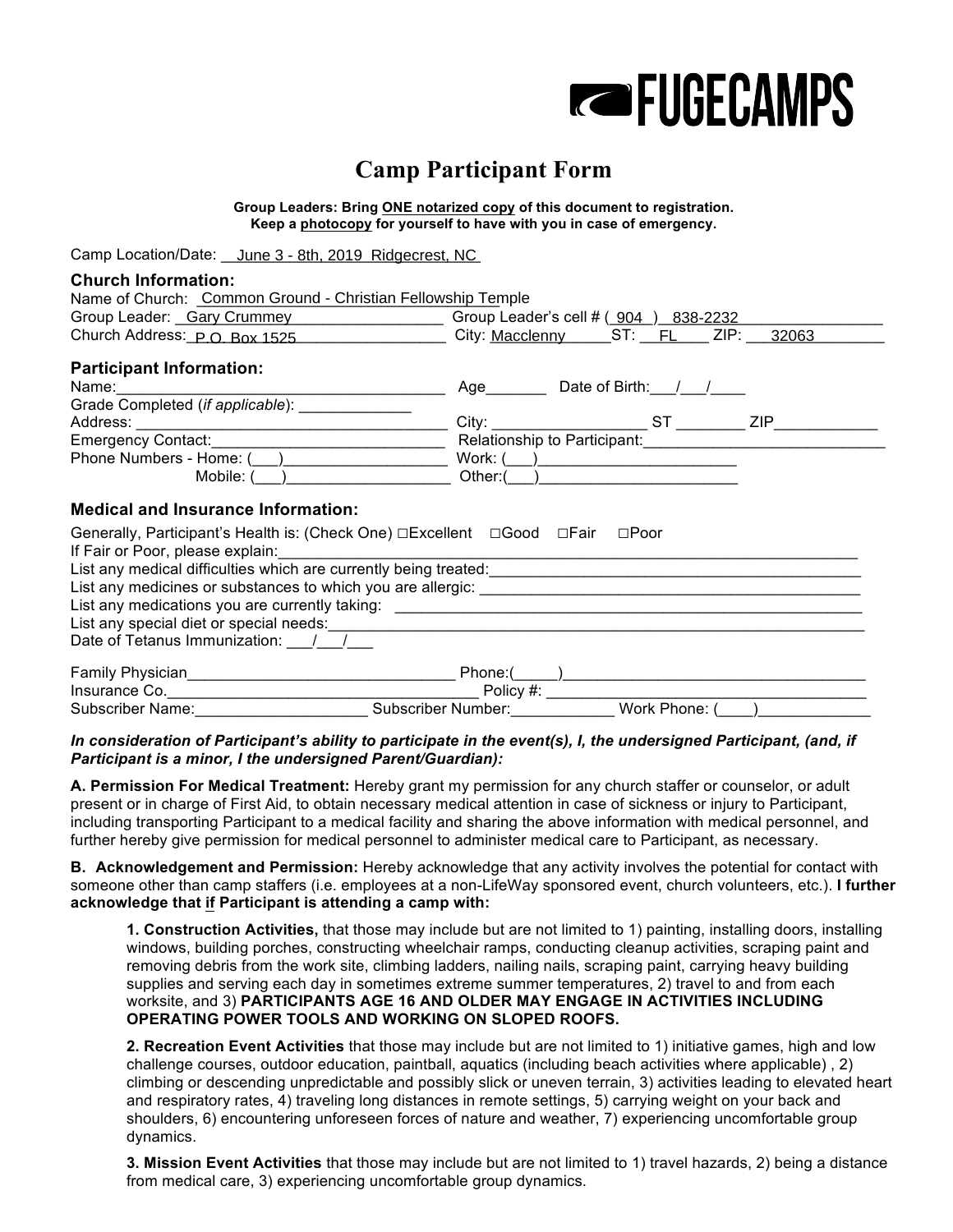FUGECAMPS

# Camp Participant Form

**Group Leaders: Bring ONE notarized copy of this document to registration.**
**Keep a photocopy for yourself to have with you in case of emergency.**

Camp Location/Date: June 3 - 8th, 2019 Ridgecrest, NC

## Church Information:

Name of Church: Common Ground - Christian Fellowship Temple
Group Leader: Gary Crummey Group Leader's cell # (904) 838-2232
Church Address: P.O. Box 1525 City: Macclenny ST: FL ZIP: 32063

## Participant Information:

Name:______________________________________ Age_______ Date of Birth:___/___/____
Grade Completed (*if applicable*): _____________
Address: ___________________________________ City: __________________ ST ________ ZIP____________
Emergency Contact:___________________________ Relationship to Participant:____________________________
Phone Numbers - Home: (___)__________________ Work: (___)______________________
Mobile: (___)__________________ Other:(___)______________________

## Medical and Insurance Information:

Generally, Participant's Health is: (Check One) ☐Excellent ☐Good ☐Fair ☐Poor
If Fair or Poor, please explain:_______________________________________________________________
List any medical difficulties which are currently being treated:_____________________________________________
List any medicines or substances to which you are allergic: ____________________________________________
List any medications you are currently taking: _____________________________________________________
List any special diet or special needs:____________________________________________________________
Date of Tetanus Immunization: ___/___/___

Family Physician_______________________________ Phone:(_____)___________________________________
Insurance Co.____________________________________ Policy #: ___________________________________
Subscriber Name:____________________ Subscriber Number:____________ Work Phone: (____)_____________

***In consideration of Participant's ability to participate in the event(s), I, the undersigned Participant, (and, if Participant is a minor, I the undersigned Parent/Guardian):***

**A. Permission For Medical Treatment:** Hereby grant my permission for any church staffer or counselor, or adult present or in charge of First Aid, to obtain necessary medical attention in case of sickness or injury to Participant, including transporting Participant to a medical facility and sharing the above information with medical personnel, and further hereby give permission for medical personnel to administer medical care to Participant, as necessary.

**B. Acknowledgement and Permission:** Hereby acknowledge that any activity involves the potential for contact with someone other than camp staffers (i.e. employees at a non-LifeWay sponsored event, church volunteers, etc.). **I further acknowledge that if Participant is attending a camp with:**

**1. Construction Activities,** that those may include but are not limited to 1) painting, installing doors, installing windows, building porches, constructing wheelchair ramps, conducting cleanup activities, scraping paint and removing debris from the work site, climbing ladders, nailing nails, scraping paint, carrying heavy building supplies and serving each day in sometimes extreme summer temperatures, 2) travel to and from each worksite, and 3) **PARTICIPANTS AGE 16 AND OLDER MAY ENGAGE IN ACTIVITIES INCLUDING OPERATING POWER TOOLS AND WORKING ON SLOPED ROOFS.**

**2. Recreation Event Activities** that those may include but are not limited to 1) initiative games, high and low challenge courses, outdoor education, paintball, aquatics (including beach activities where applicable) , 2) climbing or descending unpredictable and possibly slick or uneven terrain, 3) activities leading to elevated heart and respiratory rates, 4) traveling long distances in remote settings, 5) carrying weight on your back and shoulders, 6) encountering unforeseen forces of nature and weather, 7) experiencing uncomfortable group dynamics.

**3. Mission Event Activities** that those may include but are not limited to 1) travel hazards, 2) being a distance from medical care, 3) experiencing uncomfortable group dynamics.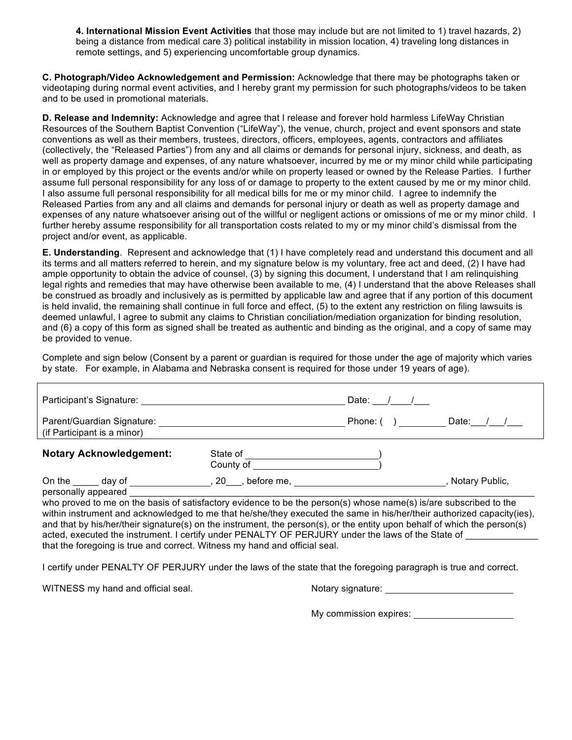**4. International Mission Event Activities** that those may include but are not limited to 1) travel hazards, 2) being a distance from medical care 3) political instability in mission location, 4) traveling long distances in remote settings, and 5) experiencing uncomfortable group dynamics.

**C. Photograph/Video Acknowledgement and Permission:** Acknowledge that there may be photographs taken or videotaping during normal event activities, and I hereby grant my permission for such photographs/videos to be taken and to be used in promotional materials.

**D. Release and Indemnity:** Acknowledge and agree that I release and forever hold harmless LifeWay Christian Resources of the Southern Baptist Convention ("LifeWay"), the venue, church, project and event sponsors and state conventions as well as their members, trustees, directors, officers, employees, agents, contractors and affiliates (collectively, the "Released Parties") from any and all claims or demands for personal injury, sickness, and death, as well as property damage and expenses, of any nature whatsoever, incurred by me or my minor child while participating in or employed by this project or the events and/or while on property leased or owned by the Release Parties. I further assume full personal responsibility for any loss of or damage to property to the extent caused by me or my minor child. I also assume full personal responsibility for all medical bills for me or my minor child. I agree to indemnify the Released Parties from any and all claims and demands for personal injury or death as well as property damage and expenses of any nature whatsoever arising out of the willful or negligent actions or omissions of me or my minor child. I further hereby assume responsibility for all transportation costs related to my or my minor child's dismissal from the project and/or event, as applicable.

**E. Understanding**. Represent and acknowledge that (1) I have completely read and understand this document and all its terms and all matters referred to herein, and my signature below is my voluntary, free act and deed, (2) I have had ample opportunity to obtain the advice of counsel, (3) by signing this document, I understand that I am relinquishing legal rights and remedies that may have otherwise been available to me, (4) I understand that the above Releases shall be construed as broadly and inclusively as is permitted by applicable law and agree that if any portion of this document is held invalid, the remaining shall continue in full force and effect, (5) to the extent any restriction on filing lawsuits is deemed unlawful, I agree to submit any claims to Christian conciliation/mediation organization for binding resolution, and (6) a copy of this form as signed shall be treated as authentic and binding as the original, and a copy of same may be provided to venue.

Complete and sign below (Consent by a parent or guardian is required for those under the age of majority which varies by state. For example, in Alabama and Nebraska consent is required for those under 19 years of age).

Participant's Signature: ________________________________________ Date: ___/____/___

Parent/Guardian Signature: ___________________________________ Phone: (   ) _________ Date:___/___/___
(if Participant is a minor)

**Notary Acknowledgement:** State of _________________________)
County of _______________________)

On the _____ day of _______________, 20___, before me, _____________________________, Notary Public, personally appeared ________________________________________________________________________________
who proved to me on the basis of satisfactory evidence to be the person(s) whose name(s) is/are subscribed to the within instrument and acknowledged to me that he/she/they executed the same in his/her/their authorized capacity(ies), and that by his/her/their signature(s) on the instrument, the person(s), or the entity upon behalf of which the person(s) acted, executed the instrument. I certify under PENALTY OF PERJURY under the laws of the State of ______________ that the foregoing is true and correct. Witness my hand and official seal.

I certify under PENALTY OF PERJURY under the laws of the state that the foregoing paragraph is true and correct.

WITNESS my hand and official seal. Notary signature: _________________________

My commission expires: ___________________